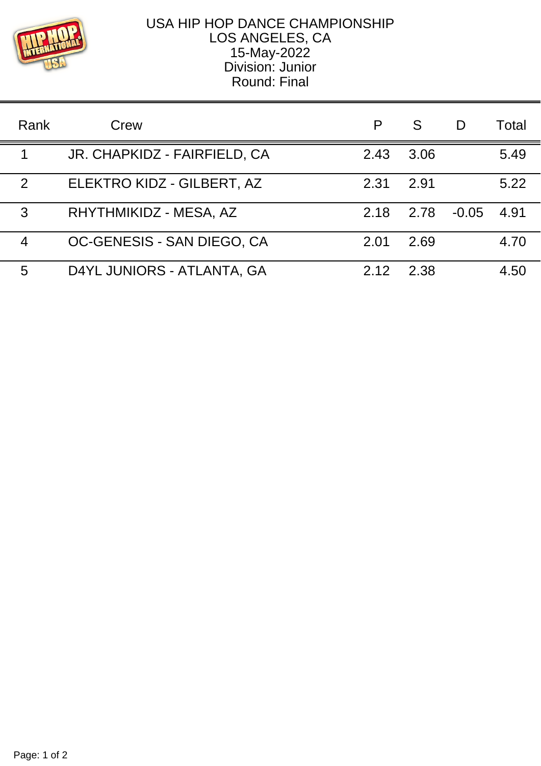# USA HIP HOP DANCE CHAMPIONSHIP

LOS ANGELES, CA
15-May-2022
Division: Junior
Round: Final

| Rank | Crew | P | S | D | Total |
|---|---|---|---|---|---|
| 1 | JR. CHAPKIDZ - FAIRFIELD, CA | 2.43 | 3.06 | | 5.49 |
| 2 | ELEKTRO KIDZ - GILBERT, AZ | 2.31 | 2.91 | | 5.22 |
| 3 | RHYTHMIKIDZ - MESA, AZ | 2.18 | 2.78 | -0.05 | 4.91 |
| 4 | OC-GENESIS - SAN DIEGO, CA | 2.01 | 2.69 | | 4.70 |
| 5 | D4YL JUNIORS - ATLANTA, GA | 2.12 | 2.38 | | 4.50 |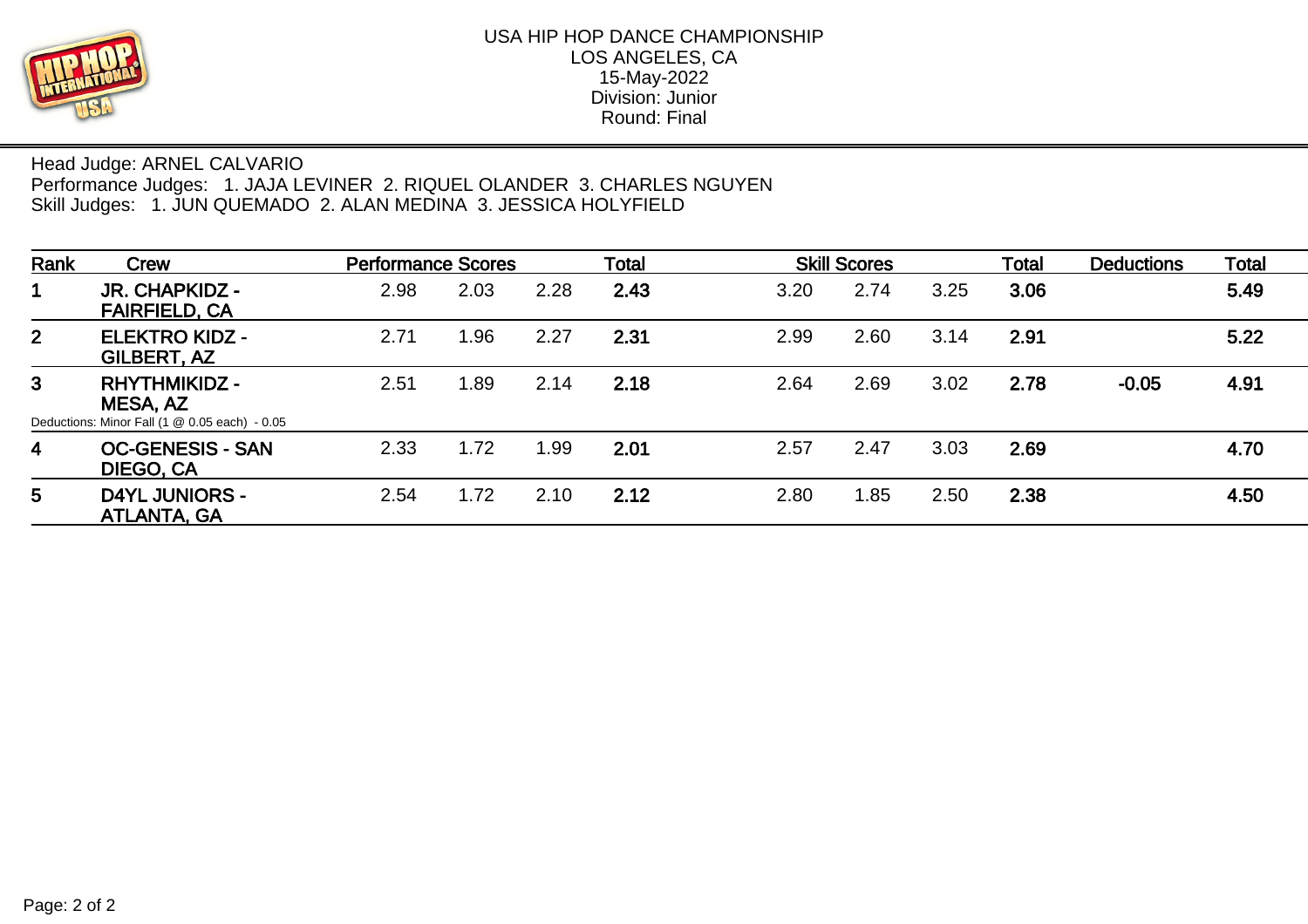USA HIP HOP DANCE CHAMPIONSHIP
LOS ANGELES, CA
15-May-2022
Division: Junior
Round: Final

Head Judge: ARNEL CALVARIO
Performance Judges: 1. JAJA LEVINER 2. RIQUEL OLANDER 3. CHARLES NGUYEN
Skill Judges: 1. JUN QUEMADO 2. ALAN MEDINA 3. JESSICA HOLYFIELD

| Rank | Crew | Performance Scores | | | Total | Skill Scores | | | Total | Deductions | Total |
|---|---|---|---|---|---|---|---|---|---|---|---|
| 1 | JR. CHAPKIDZ - FAIRFIELD, CA | 2.98 | 2.03 | 2.28 | **2.43** | 3.20 | 2.74 | 3.25 | **3.06** | | **5.49** |
| 2 | ELEKTRO KIDZ - GILBERT, AZ | 2.71 | 1.96 | 2.27 | **2.31** | 2.99 | 2.60 | 3.14 | **2.91** | | **5.22** |
| 3 | RHYTHMIKIDZ - MESA, AZ<br>Deductions: Minor Fall (1 @ 0.05 each) - 0.05 | 2.51 | 1.89 | 2.14 | **2.18** | 2.64 | 2.69 | 3.02 | **2.78** | **-0.05** | **4.91** |
| 4 | OC-GENESIS - SAN DIEGO, CA | 2.33 | 1.72 | 1.99 | **2.01** | 2.57 | 2.47 | 3.03 | **2.69** | | **4.70** |
| 5 | D4YL JUNIORS - ATLANTA, GA | 2.54 | 1.72 | 2.10 | **2.12** | 2.80 | 1.85 | 2.50 | **2.38** | | **4.50** |